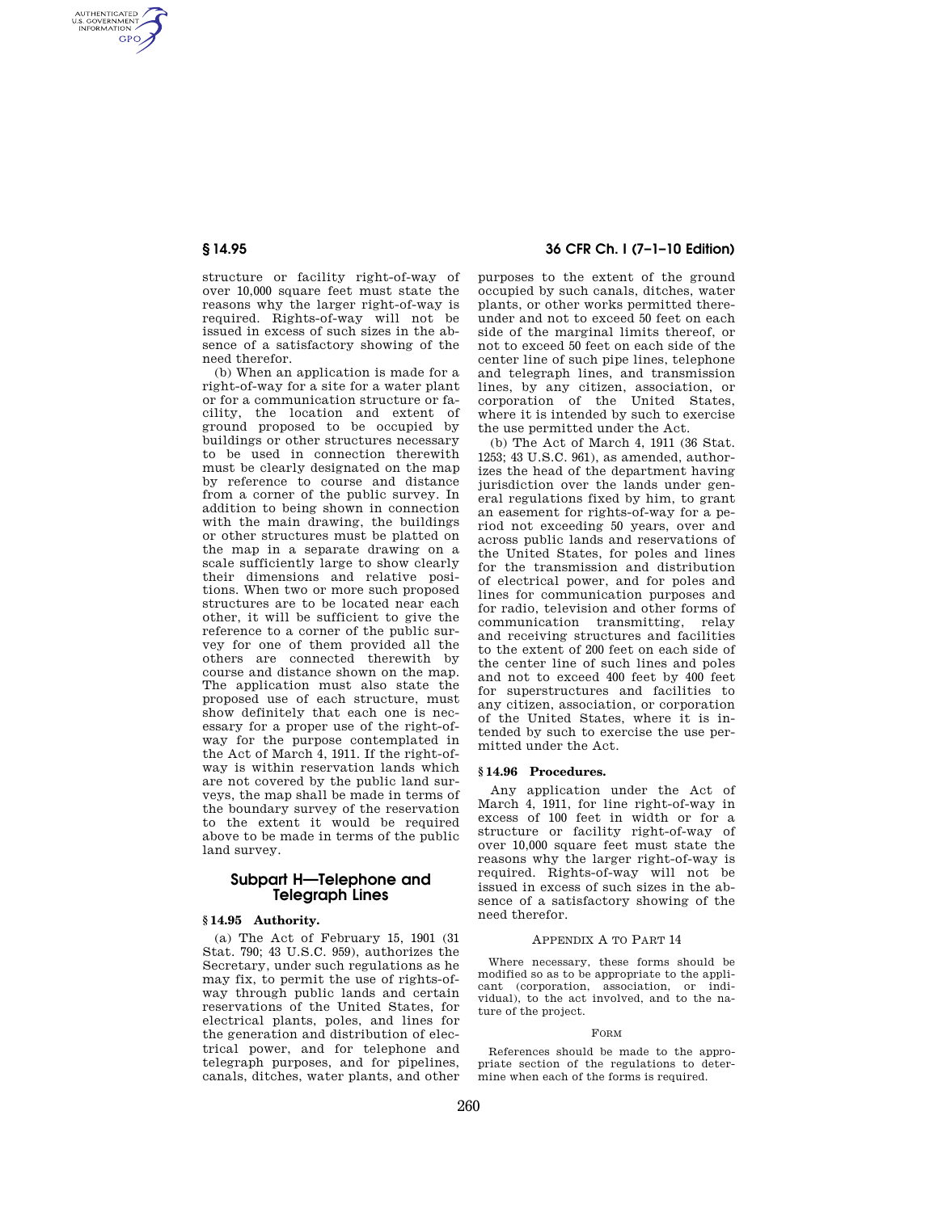structure or facility right-of-way of over 10,000 square feet must state the reasons why the larger right-of-way is required. Rights-of-way will not be issued in excess of such sizes in the absence of a satisfactory showing of the need therefor.

(b) When an application is made for a right-of-way for a site for a water plant or for a communication structure or facility, the location and extent of ground proposed to be occupied by buildings or other structures necessary to be used in connection therewith must be clearly designated on the map by reference to course and distance from a corner of the public survey. In addition to being shown in connection with the main drawing, the buildings or other structures must be platted on the map in a separate drawing on a scale sufficiently large to show clearly their dimensions and relative positions. When two or more such proposed structures are to be located near each other, it will be sufficient to give the reference to a corner of the public survey for one of them provided all the others are connected therewith by course and distance shown on the map. The application must also state the proposed use of each structure, must show definitely that each one is necessary for a proper use of the right-of-way for the purpose contemplated in the Act of March 4, 1911. If the right-of-way is within reservation lands which are not covered by the public land surveys, the map shall be made in terms of the boundary survey of the reservation to the extent it would be required above to be made in terms of the public land survey.

## Subpart H—Telephone and Telegraph Lines

### § 14.95 Authority.

(a) The Act of February 15, 1901 (31 Stat. 790; 43 U.S.C. 959), authorizes the Secretary, under such regulations as he may fix, to permit the use of rights-of-way through public lands and certain reservations of the United States, for electrical plants, poles, and lines for the generation and distribution of electrical power, and for telephone and telegraph purposes, and for pipelines, canals, ditches, water plants, and other purposes to the extent of the ground occupied by such canals, ditches, water plants, or other works permitted thereunder and not to exceed 50 feet on each side of the marginal limits thereof, or not to exceed 50 feet on each side of the center line of such pipe lines, telephone and telegraph lines, and transmission lines, by any citizen, association, or corporation of the United States, where it is intended by such to exercise the use permitted under the Act.

(b) The Act of March 4, 1911 (36 Stat. 1253; 43 U.S.C. 961), as amended, authorizes the head of the department having jurisdiction over the lands under general regulations fixed by him, to grant an easement for rights-of-way for a period not exceeding 50 years, over and across public lands and reservations of the United States, for poles and lines for the transmission and distribution of electrical power, and for poles and lines for communication purposes and for radio, television and other forms of communication transmitting, relay and receiving structures and facilities to the extent of 200 feet on each side of the center line of such lines and poles and not to exceed 400 feet by 400 feet for superstructures and facilities to any citizen, association, or corporation of the United States, where it is intended by such to exercise the use permitted under the Act.

### § 14.96 Procedures.

Any application under the Act of March 4, 1911, for line right-of-way in excess of 100 feet in width or for a structure or facility right-of-way of over 10,000 square feet must state the reasons why the larger right-of-way is required. Rights-of-way will not be issued in excess of such sizes in the absence of a satisfactory showing of the need therefor.

## Appendix A to Part 14

Where necessary, these forms should be modified so as to be appropriate to the applicant (corporation, association, or individual), to the act involved, and to the nature of the project.

### Form

References should be made to the appropriate section of the regulations to determine when each of the forms is required.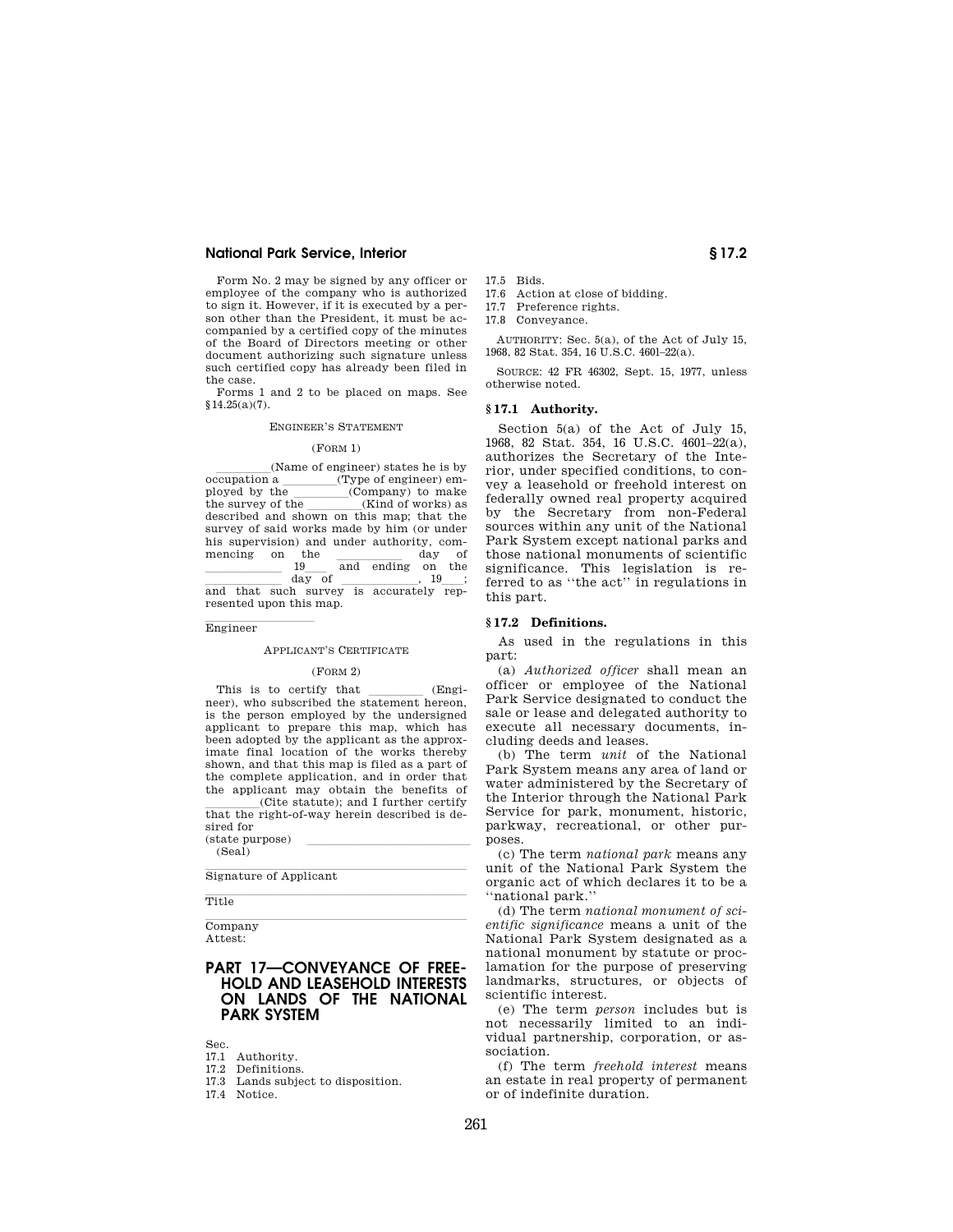Form No. 2 may be signed by any officer or employee of the company who is authorized to sign it. However, if it is executed by a person other than the President, it must be accompanied by a certified copy of the minutes of the Board of Directors meeting or other document authorizing such signature unless such certified copy has already been filed in the case.

Forms 1 and 2 to be placed on maps. See §14.25(a)(7).

ENGINEER'S STATEMENT

(FORM 1)

_________(Name of engineer) states he is by occupation a _________(Type of engineer) employed by the _________(Company) to make the survey of the _________(Kind of works) as described and shown on this map; that the survey of said works made by him (or under his supervision) and under authority, commencing on the __________ day of ____________ 19___ and ending on the ____________ day of ____________, 19___; and that such survey is accurately represented upon this map.

_________________
Engineer

APPLICANT'S CERTIFICATE

(FORM 2)

This is to certify that _________ (Engineer), who subscribed the statement hereon, is the person employed by the undersigned applicant to prepare this map, which has been adopted by the applicant as the approximate final location of the works thereby shown, and that this map is filed as a part of the complete application, and in order that the applicant may obtain the benefits of _________(Cite statute); and I further certify that the right-of-way herein described is desired for

(state purpose) _________________________

(Seal)

_________________________________________
Signature of Applicant

_________________________________________
Title

_________________________________________
Company

Attest:

# PART 17—CONVEYANCE OF FREEHOLD AND LEASEHOLD INTERESTS ON LANDS OF THE NATIONAL PARK SYSTEM

Sec.
17.1 Authority.
17.2 Definitions.
17.3 Lands subject to disposition.
17.4 Notice.
17.5 Bids.
17.6 Action at close of bidding.
17.7 Preference rights.
17.8 Conveyance.

AUTHORITY: Sec. 5(a), of the Act of July 15, 1968, 82 Stat. 354, 16 U.S.C. 460l–22(a).

SOURCE: 42 FR 46302, Sept. 15, 1977, unless otherwise noted.

## § 17.1 Authority.

Section 5(a) of the Act of July 15, 1968, 82 Stat. 354, 16 U.S.C. 460l–22(a), authorizes the Secretary of the Interior, under specified conditions, to convey a leasehold or freehold interest on federally owned real property acquired by the Secretary from non-Federal sources within any unit of the National Park System except national parks and those national monuments of scientific significance. This legislation is referred to as ''the act'' in regulations in this part.

## § 17.2 Definitions.

As used in the regulations in this part:

(a) *Authorized officer* shall mean an officer or employee of the National Park Service designated to conduct the sale or lease and delegated authority to execute all necessary documents, including deeds and leases.

(b) The term *unit* of the National Park System means any area of land or water administered by the Secretary of the Interior through the National Park Service for park, monument, historic, parkway, recreational, or other purposes.

(c) The term *national park* means any unit of the National Park System the organic act of which declares it to be a ''national park.''

(d) The term *national monument of scientific significance* means a unit of the National Park System designated as a national monument by statute or proclamation for the purpose of preserving landmarks, structures, or objects of scientific interest.

(e) The term *person* includes but is not necessarily limited to an individual partnership, corporation, or association.

(f) The term *freehold interest* means an estate in real property of permanent or of indefinite duration.